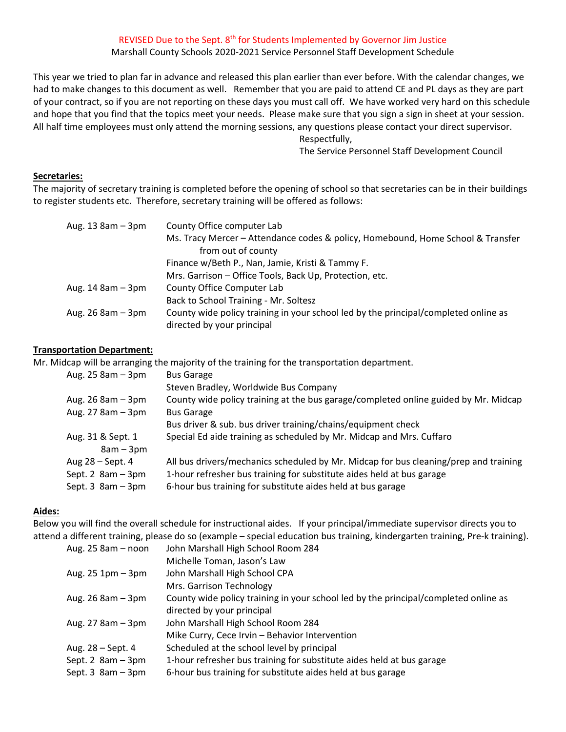REVISED Due to the Sept. 8th for Students Implemented by Governor Jim Justice

Marshall County Schools 2020-2021 Service Personnel Staff Development Schedule

This year we tried to plan far in advance and released this plan earlier than ever before. With the calendar changes, we had to make changes to this document as well. Remember that you are paid to attend CE and PL days as they are part of your contract, so if you are not reporting on these days you must call off. We have worked very hard on this schedule and hope that you find that the topics meet your needs. Please make sure that you sign a sign in sheet at your session. All half time employees must only attend the morning sessions, any questions please contact your direct supervisor.

Respectfully,
The Service Personnel Staff Development Council

**Secretaries:**

The majority of secretary training is completed before the opening of school so that secretaries can be in their buildings to register students etc. Therefore, secretary training will be offered as follows:

| | |
|---|---|
| Aug. 13 8am – 3pm | County Office computer Lab<br>Ms. Tracy Mercer – Attendance codes & policy, Homebound, Home School & Transfer from out of county<br>Finance w/Beth P., Nan, Jamie, Kristi & Tammy F.<br>Mrs. Garrison – Office Tools, Back Up, Protection, etc. |
| Aug. 14 8am – 3pm | County Office Computer Lab<br>Back to School Training - Mr. Soltesz |
| Aug. 26 8am – 3pm | County wide policy training in your school led by the principal/completed online as directed by your principal |

**Transportation Department:**

Mr. Midcap will be arranging the majority of the training for the transportation department.

| | |
|---|---|
| Aug. 25 8am – 3pm | Bus Garage<br>Steven Bradley, Worldwide Bus Company |
| Aug. 26 8am – 3pm | County wide policy training at the bus garage/completed online guided by Mr. Midcap |
| Aug. 27 8am – 3pm | Bus Garage<br>Bus driver & sub. bus driver training/chains/equipment check |
| Aug. 31 & Sept. 1 8am – 3pm | Special Ed aide training as scheduled by Mr. Midcap and Mrs. Cuffaro |
| Aug 28 – Sept. 4 | All bus drivers/mechanics scheduled by Mr. Midcap for bus cleaning/prep and training |
| Sept. 2 8am – 3pm | 1-hour refresher bus training for substitute aides held at bus garage |
| Sept. 3 8am – 3pm | 6-hour bus training for substitute aides held at bus garage |

**Aides:**

Below you will find the overall schedule for instructional aides. If your principal/immediate supervisor directs you to attend a different training, please do so (example – special education bus training, kindergarten training, Pre-k training).

| | |
|---|---|
| Aug. 25 8am – noon | John Marshall High School Room 284<br>Michelle Toman, Jason's Law |
| Aug. 25 1pm – 3pm | John Marshall High School CPA<br>Mrs. Garrison Technology |
| Aug. 26 8am – 3pm | County wide policy training in your school led by the principal/completed online as directed by your principal |
| Aug. 27 8am – 3pm | John Marshall High School Room 284<br>Mike Curry, Cece Irvin – Behavior Intervention |
| Aug. 28 – Sept. 4 | Scheduled at the school level by principal |
| Sept. 2 8am – 3pm | 1-hour refresher bus training for substitute aides held at bus garage |
| Sept. 3 8am – 3pm | 6-hour bus training for substitute aides held at bus garage |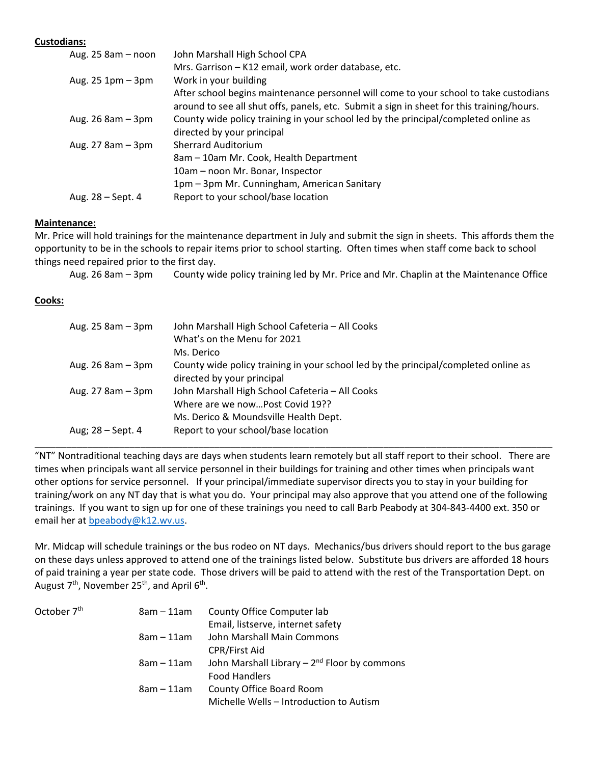**Custodians:**

| | |
|---|---|
| Aug. 25 8am – noon | John Marshall High School CPA<br>Mrs. Garrison – K12 email, work order database, etc. |
| Aug. 25 1pm – 3pm | Work in your building<br>After school begins maintenance personnel will come to your school to take custodians around to see all shut offs, panels, etc. Submit a sign in sheet for this training/hours. |
| Aug. 26 8am – 3pm | County wide policy training in your school led by the principal/completed online as directed by your principal |
| Aug. 27 8am – 3pm | Sherrard Auditorium<br>8am – 10am Mr. Cook, Health Department<br>10am – noon Mr. Bonar, Inspector<br>1pm – 3pm Mr. Cunningham, American Sanitary |
| Aug. 28 – Sept. 4 | Report to your school/base location |

**Maintenance:**

Mr. Price will hold trainings for the maintenance department in July and submit the sign in sheets. This affords them the opportunity to be in the schools to repair items prior to school starting. Often times when staff come back to school things need repaired prior to the first day.

| | |
|---|---|
| Aug. 26 8am – 3pm | County wide policy training led by Mr. Price and Mr. Chaplin at the Maintenance Office |

**Cooks:**

| | |
|---|---|
| Aug. 25 8am – 3pm | John Marshall High School Cafeteria – All Cooks<br>What's on the Menu for 2021<br>Ms. Derico |
| Aug. 26 8am – 3pm | County wide policy training in your school led by the principal/completed online as directed by your principal |
| Aug. 27 8am – 3pm | John Marshall High School Cafeteria – All Cooks<br>Where are we now…Post Covid 19??<br>Ms. Derico & Moundsville Health Dept. |
| Aug; 28 – Sept. 4 | Report to your school/base location |

---

"NT" Nontraditional teaching days are days when students learn remotely but all staff report to their school. There are times when principals want all service personnel in their buildings for training and other times when principals want other options for service personnel. If your principal/immediate supervisor directs you to stay in your building for training/work on any NT day that is what you do. Your principal may also approve that you attend one of the following trainings. If you want to sign up for one of these trainings you need to call Barb Peabody at 304-843-4400 ext. 350 or email her at bpeabody@k12.wv.us.

Mr. Midcap will schedule trainings or the bus rodeo on NT days. Mechanics/bus drivers should report to the bus garage on these days unless approved to attend one of the trainings listed below. Substitute bus drivers are afforded 18 hours of paid training a year per state code. Those drivers will be paid to attend with the rest of the Transportation Dept. on August 7th, November 25th, and April 6th.

| | | |
|---|---|---|
| October 7th | 8am – 11am | County Office Computer lab<br>Email, listserve, internet safety |
| | 8am – 11am | John Marshall Main Commons<br>CPR/First Aid |
| | 8am – 11am | John Marshall Library – 2nd Floor by commons<br>Food Handlers |
| | 8am – 11am | County Office Board Room<br>Michelle Wells – Introduction to Autism |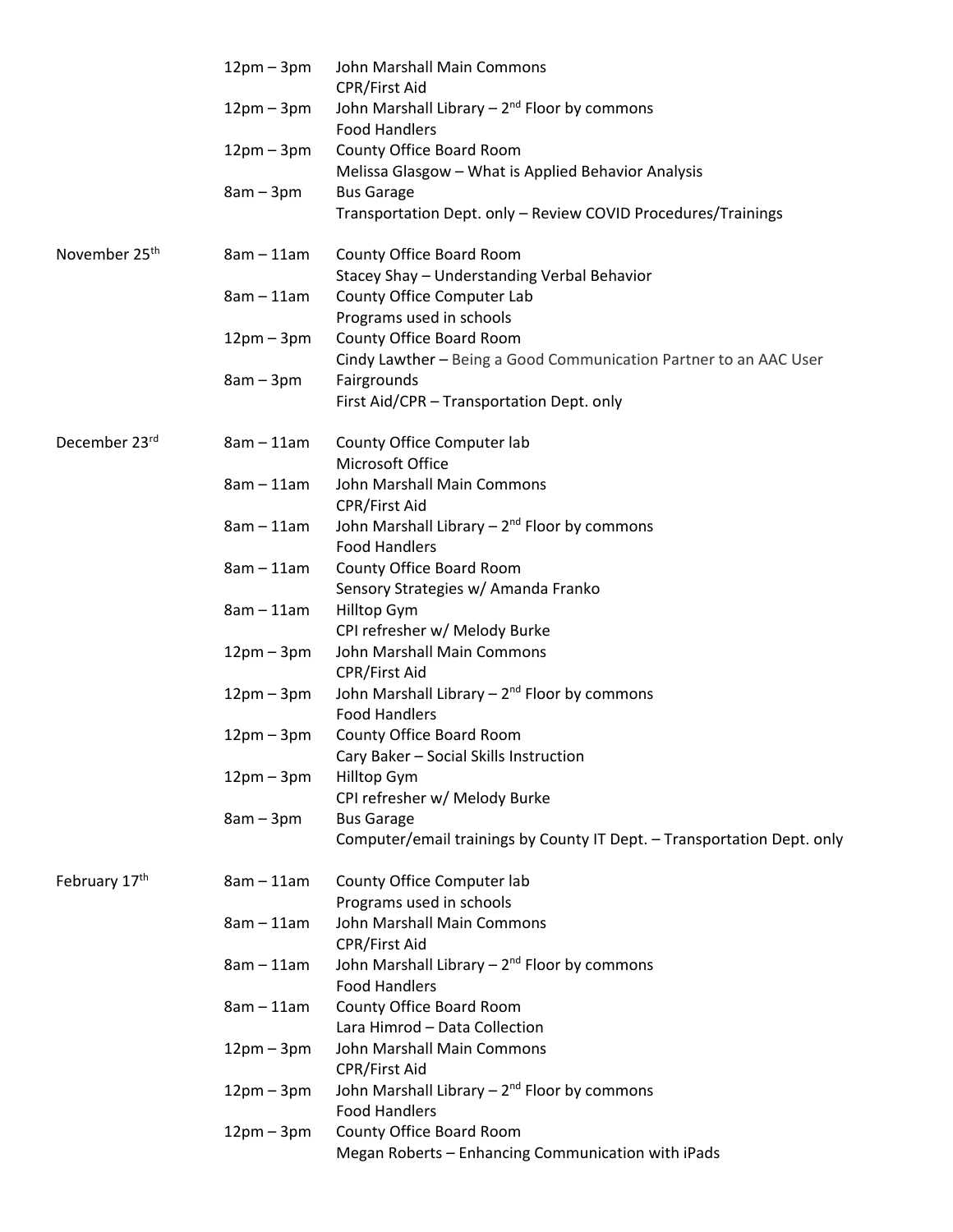| Date | Time | Location / Session |
|---|---|---|
| | 12pm – 3pm | John Marshall Main Commons<br>CPR/First Aid |
| | 12pm – 3pm | John Marshall Library – 2nd Floor by commons<br>Food Handlers |
| | 12pm – 3pm | County Office Board Room<br>Melissa Glasgow – What is Applied Behavior Analysis |
| | 8am – 3pm | Bus Garage<br>Transportation Dept. only – Review COVID Procedures/Trainings |
| November 25th | 8am – 11am | County Office Board Room<br>Stacey Shay – Understanding Verbal Behavior |
| | 8am – 11am | County Office Computer Lab<br>Programs used in schools |
| | 12pm – 3pm | County Office Board Room<br>Cindy Lawther – Being a Good Communication Partner to an AAC User |
| | 8am – 3pm | Fairgrounds<br>First Aid/CPR – Transportation Dept. only |
| December 23rd | 8am – 11am | County Office Computer lab<br>Microsoft Office |
| | 8am – 11am | John Marshall Main Commons<br>CPR/First Aid |
| | 8am – 11am | John Marshall Library – 2nd Floor by commons<br>Food Handlers |
| | 8am – 11am | County Office Board Room<br>Sensory Strategies w/ Amanda Franko |
| | 8am – 11am | Hilltop Gym<br>CPI refresher w/ Melody Burke |
| | 12pm – 3pm | John Marshall Main Commons<br>CPR/First Aid |
| | 12pm – 3pm | John Marshall Library – 2nd Floor by commons<br>Food Handlers |
| | 12pm – 3pm | County Office Board Room<br>Cary Baker – Social Skills Instruction |
| | 12pm – 3pm | Hilltop Gym<br>CPI refresher w/ Melody Burke |
| | 8am – 3pm | Bus Garage<br>Computer/email trainings by County IT Dept. – Transportation Dept. only |
| February 17th | 8am – 11am | County Office Computer lab<br>Programs used in schools |
| | 8am – 11am | John Marshall Main Commons<br>CPR/First Aid |
| | 8am – 11am | John Marshall Library – 2nd Floor by commons<br>Food Handlers |
| | 8am – 11am | County Office Board Room<br>Lara Himrod – Data Collection |
| | 12pm – 3pm | John Marshall Main Commons<br>CPR/First Aid |
| | 12pm – 3pm | John Marshall Library – 2nd Floor by commons<br>Food Handlers |
| | 12pm – 3pm | County Office Board Room<br>Megan Roberts – Enhancing Communication with iPads |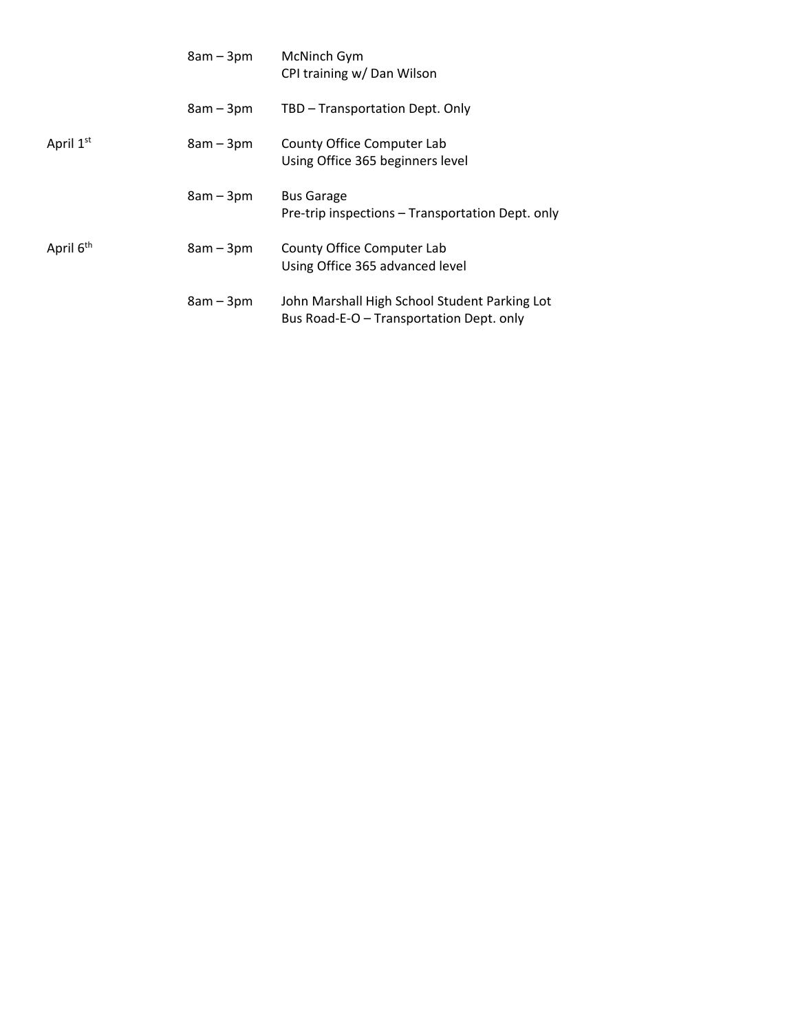| | | |
|---|---|---|
| | 8am – 3pm | McNinch Gym<br>CPI training w/ Dan Wilson |
| | 8am – 3pm | TBD – Transportation Dept. Only |
| April 1st | 8am – 3pm | County Office Computer Lab<br>Using Office 365 beginners level |
| | 8am – 3pm | Bus Garage<br>Pre-trip inspections – Transportation Dept. only |
| April 6th | 8am – 3pm | County Office Computer Lab<br>Using Office 365 advanced level |
| | 8am – 3pm | John Marshall High School Student Parking Lot<br>Bus Road-E-O – Transportation Dept. only |